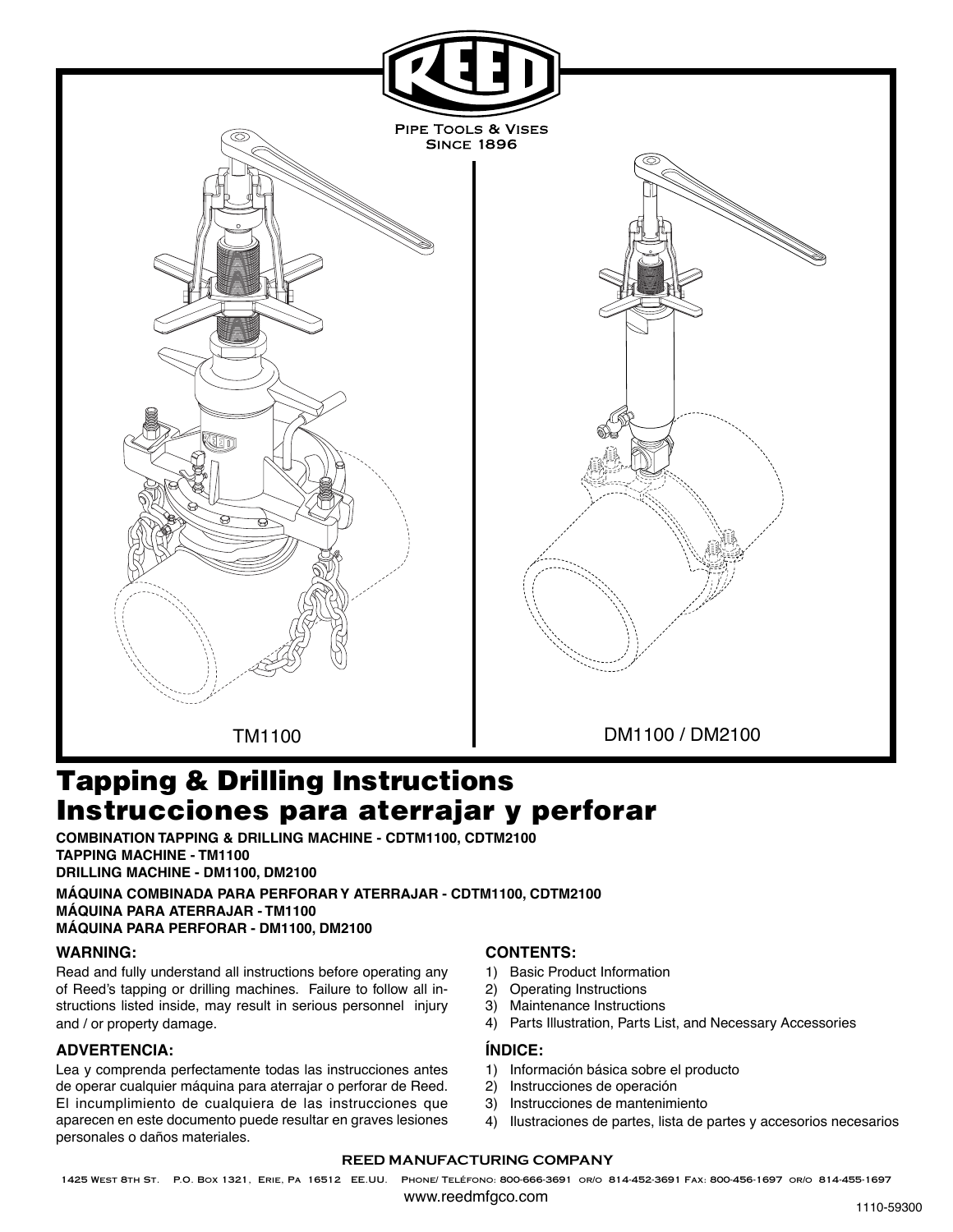REED

PIPE TOOLS & VISES
SINCE 1896

TM1100

DM1100 / DM2100

# Tapping & Drilling Instructions
# Instrucciones para aterrajar y perforar

**COMBINATION TAPPING & DRILLING MACHINE - CDTM1100, CDTM2100**
**TAPPING MACHINE - TM1100**
**DRILLING MACHINE - DM1100, DM2100**

**MÁQUINA COMBINADA PARA PERFORAR Y ATERRAJAR - CDTM1100, CDTM2100**
**MÁQUINA PARA ATERRAJAR - TM1100**
**MÁQUINA PARA PERFORAR - DM1100, DM2100**

### WARNING:

Read and fully understand all instructions before operating any of Reed's tapping or drilling machines. Failure to follow all instructions listed inside, may result in serious personnel injury and / or property damage.

### ADVERTENCIA:

Lea y comprenda perfectamente todas las instrucciones antes de operar cualquier máquina para aterrajar o perforar de Reed. El incumplimiento de cualquiera de las instrucciones que aparecen en este documento puede resultar en graves lesiones personales o daños materiales.

### CONTENTS:

1) Basic Product Information
2) Operating Instructions
3) Maintenance Instructions
4) Parts Illustration, Parts List, and Necessary Accessories

### ÍNDICE:

1) Información básica sobre el producto
2) Instrucciones de operación
3) Instrucciones de mantenimiento
4) Ilustraciones de partes, lista de partes y accesorios necesarios

**REED MANUFACTURING COMPANY**

1425 West 8th St. P.O. Box 1321, Erie, Pa 16512 EE.UU. Phone/ Teléfono: 800-666-3691 or/o 814-452-3691 Fax: 800-456-1697 or/o 814-455-1697

www.reedmfgco.com

1110-59300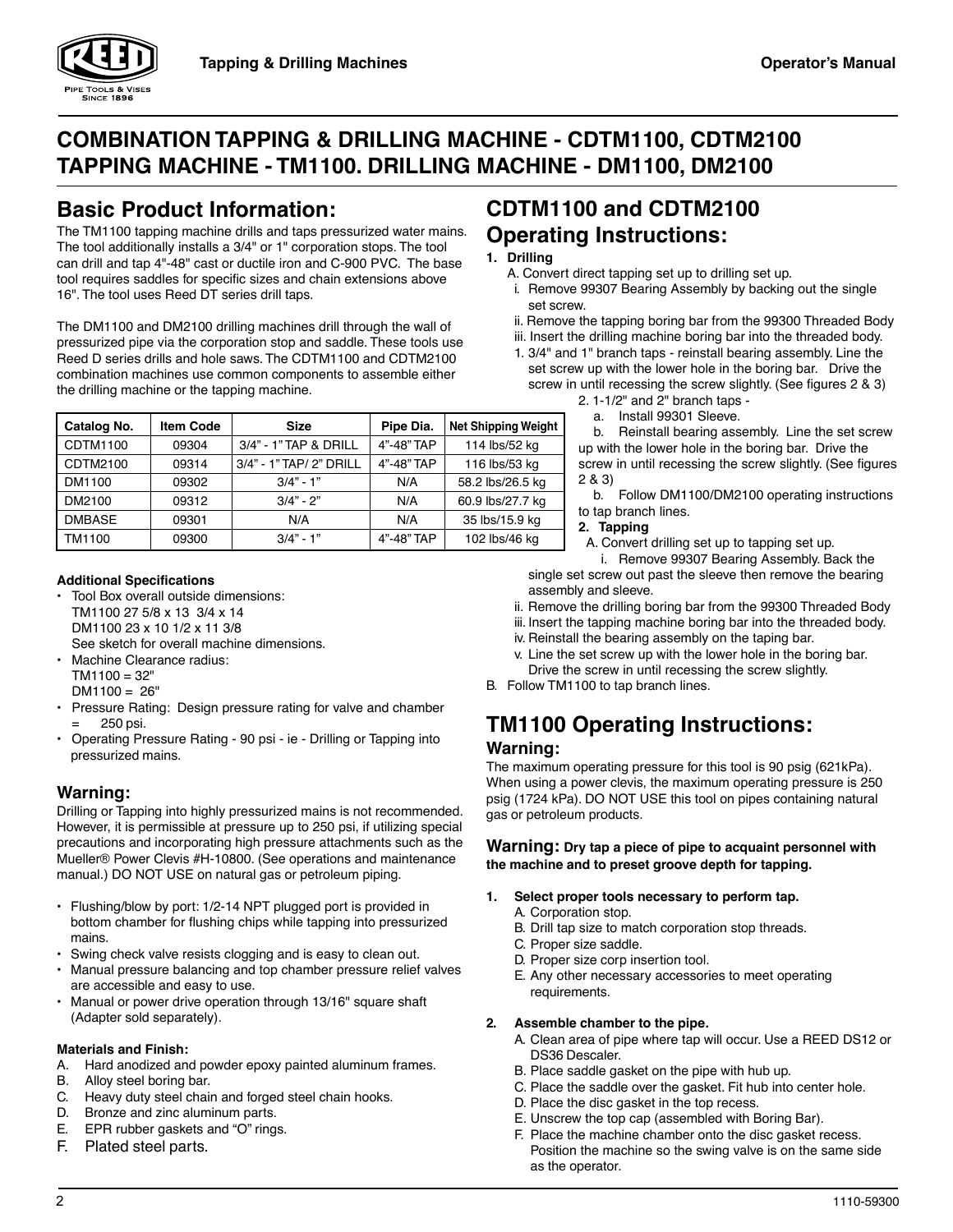# COMBINATION TAPPING & DRILLING MACHINE - CDTM1100, CDTM2100 TAPPING MACHINE - TM1100. DRILLING MACHINE - DM1100, DM2100

## Basic Product Information:

The TM1100 tapping machine drills and taps pressurized water mains. The tool additionally installs a 3/4" or 1" corporation stops. The tool can drill and tap 4"-48" cast or ductile iron and C-900 PVC. The base tool requires saddles for specific sizes and chain extensions above 16". The tool uses Reed DT series drill taps.

The DM1100 and DM2100 drilling machines drill through the wall of pressurized pipe via the corporation stop and saddle. These tools use Reed D series drills and hole saws. The CDTM1100 and CDTM2100 combination machines use common components to assemble either the drilling machine or the tapping machine.

| Catalog No. | Item Code | Size | Pipe Dia. | Net Shipping Weight |
|---|---|---|---|---|
| CDTM1100 | 09304 | 3/4" - 1" TAP & DRILL | 4"-48" TAP | 114 lbs/52 kg |
| CDTM2100 | 09314 | 3/4" - 1" TAP/ 2" DRILL | 4"-48" TAP | 116 lbs/53 kg |
| DM1100 | 09302 | 3/4" - 1" | N/A | 58.2 lbs/26.5 kg |
| DM2100 | 09312 | 3/4" - 2" | N/A | 60.9 lbs/27.7 kg |
| DMBASE | 09301 | N/A | N/A | 35 lbs/15.9 kg |
| TM1100 | 09300 | 3/4" - 1" | 4"-48" TAP | 102 lbs/46 kg |

**Additional Specifications**

- Tool Box overall outside dimensions:
  TM1100 27 5/8 x 13 3/4 x 14
  DM1100 23 x 10 1/2 x 11 3/8
  See sketch for overall machine dimensions.
- Machine Clearance radius:
  TM1100 = 32"
  DM1100 = 26"
- Pressure Rating: Design pressure rating for valve and chamber = 250 psi.
- Operating Pressure Rating - 90 psi - ie - Drilling or Tapping into pressurized mains.

### Warning:

Drilling or Tapping into highly pressurized mains is not recommended. However, it is permissible at pressure up to 250 psi, if utilizing special precautions and incorporating high pressure attachments such as the Mueller® Power Clevis #H-10800. (See operations and maintenance manual.) DO NOT USE on natural gas or petroleum piping.

- Flushing/blow by port: 1/2-14 NPT plugged port is provided in bottom chamber for flushing chips while tapping into pressurized mains.
- Swing check valve resists clogging and is easy to clean out.
- Manual pressure balancing and top chamber pressure relief valves are accessible and easy to use.
- Manual or power drive operation through 13/16" square shaft (Adapter sold separately).

**Materials and Finish:**

A. Hard anodized and powder epoxy painted aluminum frames.
B. Alloy steel boring bar.
C. Heavy duty steel chain and forged steel chain hooks.
D. Bronze and zinc aluminum parts.
E. EPR rubber gaskets and "O" rings.
F. Plated steel parts.

## CDTM1100 and CDTM2100 Operating Instructions:

**1. Drilling**

A. Convert direct tapping set up to drilling set up.
  i. Remove 99307 Bearing Assembly by backing out the single set screw.
  ii. Remove the tapping boring bar from the 99300 Threaded Body
  iii. Insert the drilling machine boring bar into the threaded body.
  1. 3/4" and 1" branch taps - reinstall bearing assembly. Line the set screw up with the lower hole in the boring bar. Drive the screw in until recessing the screw slightly. (See figures 2 & 3)
  2. 1-1/2" and 2" branch taps -
    a. Install 99301 Sleeve.
    b. Reinstall bearing assembly. Line the set screw up with the lower hole in the boring bar. Drive the screw in until recessing the screw slightly. (See figures 2 & 3)
    b. Follow DM1100/DM2100 operating instructions to tap branch lines.

**2. Tapping**

A. Convert drilling set up to tapping set up.
  i. Remove 99307 Bearing Assembly. Back the single set screw out past the sleeve then remove the bearing assembly and sleeve.
  ii. Remove the drilling boring bar from the 99300 Threaded Body
  iii. Insert the tapping machine boring bar into the threaded body.
  iv. Reinstall the bearing assembly on the taping bar.
  v. Line the set screw up with the lower hole in the boring bar. Drive the screw in until recessing the screw slightly.

B. Follow TM1100 to tap branch lines.

## TM1100 Operating Instructions:

### Warning:

The maximum operating pressure for this tool is 90 psig (621kPa). When using a power clevis, the maximum operating pressure is 250 psig (1724 kPa). DO NOT USE this tool on pipes containing natural gas or petroleum products.

**Warning: Dry tap a piece of pipe to acquaint personnel with the machine and to preset groove depth for tapping.**

**1. Select proper tools necessary to perform tap.**

A. Corporation stop.
B. Drill tap size to match corporation stop threads.
C. Proper size saddle.
D. Proper size corp insertion tool.
E. Any other necessary accessories to meet operating requirements.

**2. Assemble chamber to the pipe.**

A. Clean area of pipe where tap will occur. Use a REED DS12 or DS36 Descaler.
B. Place saddle gasket on the pipe with hub up.
C. Place the saddle over the gasket. Fit hub into center hole.
D. Place the disc gasket in the top recess.
E. Unscrew the top cap (assembled with Boring Bar).
F. Place the machine chamber onto the disc gasket recess. Position the machine so the swing valve is on the same side as the operator.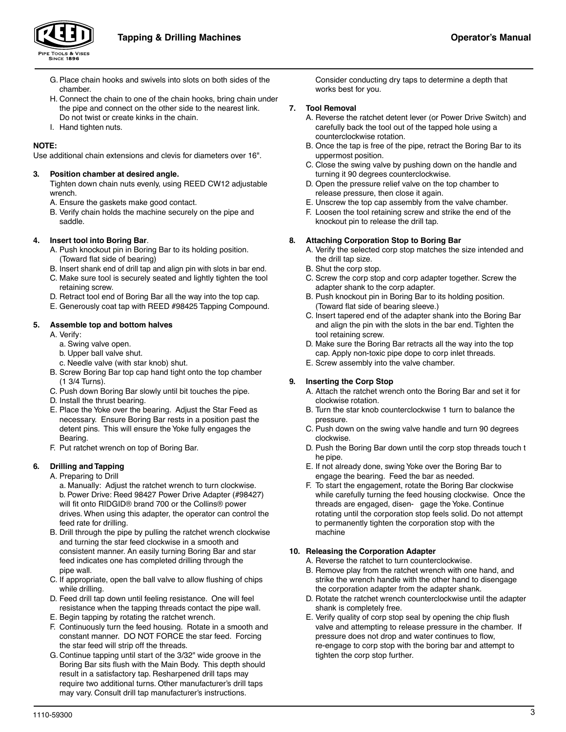G. Place chain hooks and swivels into slots on both sides of the chamber.
H. Connect the chain to one of the chain hooks, bring chain under the pipe and connect on the other side to the nearest link. Do not twist or create kinks in the chain.
I. Hand tighten nuts.

**NOTE:**
Use additional chain extensions and clevis for diameters over 16".

**3. Position chamber at desired angle.**
Tighten down chain nuts evenly, using REED CW12 adjustable wrench.
A. Ensure the gaskets make good contact.
B. Verify chain holds the machine securely on the pipe and saddle.

**4. Insert tool into Boring Bar**.
A. Push knockout pin in Boring Bar to its holding position. (Toward flat side of bearing)
B. Insert shank end of drill tap and align pin with slots in bar end.
C. Make sure tool is securely seated and lightly tighten the tool retaining screw.
D. Retract tool end of Boring Bar all the way into the top cap.
E. Generously coat tap with REED #98425 Tapping Compound.

**5. Assemble top and bottom halves**
A. Verify:
a. Swing valve open.
b. Upper ball valve shut.
c. Needle valve (with star knob) shut.
B. Screw Boring Bar top cap hand tight onto the top chamber (1 3/4 Turns).
C. Push down Boring Bar slowly until bit touches the pipe.
D. Install the thrust bearing.
E. Place the Yoke over the bearing. Adjust the Star Feed as necessary. Ensure Boring Bar rests in a position past the detent pins. This will ensure the Yoke fully engages the Bearing.
F. Put ratchet wrench on top of Boring Bar.

**6. Drilling and Tapping**
A. Preparing to Drill
a. Manually: Adjust the ratchet wrench to turn clockwise.
b. Power Drive: Reed 98427 Power Drive Adapter (#98427) will fit onto RIDGID® brand 700 or the Collins® power drives. When using this adapter, the operator can control the feed rate for drilling.
B. Drill through the pipe by pulling the ratchet wrench clockwise and turning the star feed clockwise in a smooth and consistent manner. An easily turning Boring Bar and star feed indicates one has completed drilling through the pipe wall.
C. If appropriate, open the ball valve to allow flushing of chips while drilling.
D. Feed drill tap down until feeling resistance. One will feel resistance when the tapping threads contact the pipe wall.
E. Begin tapping by rotating the ratchet wrench.
F. Continuously turn the feed housing. Rotate in a smooth and constant manner. DO NOT FORCE the star feed. Forcing the star feed will strip off the threads.
G. Continue tapping until start of the 3/32" wide groove in the Boring Bar sits flush with the Main Body. This depth should result in a satisfactory tap. Resharpened drill taps may require two additional turns. Other manufacturer's drill taps may vary. Consult drill tap manufacturer's instructions. Consider conducting dry taps to determine a depth that works best for you.

**7. Tool Removal**
A. Reverse the ratchet detent lever (or Power Drive Switch) and carefully back the tool out of the tapped hole using a counterclockwise rotation.
B. Once the tap is free of the pipe, retract the Boring Bar to its uppermost position.
C. Close the swing valve by pushing down on the handle and turning it 90 degrees counterclockwise.
D. Open the pressure relief valve on the top chamber to release pressure, then close it again.
E. Unscrew the top cap assembly from the valve chamber.
F. Loosen the tool retaining screw and strike the end of the knockout pin to release the drill tap.

**8. Attaching Corporation Stop to Boring Bar**
A. Verify the selected corp stop matches the size intended and the drill tap size.
B. Shut the corp stop.
C. Screw the corp stop and corp adapter together. Screw the adapter shank to the corp adapter.
B. Push knockout pin in Boring Bar to its holding position. (Toward flat side of bearing sleeve.)
C. Insert tapered end of the adapter shank into the Boring Bar and align the pin with the slots in the bar end. Tighten the tool retaining screw.
D. Make sure the Boring Bar retracts all the way into the top cap. Apply non-toxic pipe dope to corp inlet threads.
E. Screw assembly into the valve chamber.

**9. Inserting the Corp Stop**
A. Attach the ratchet wrench onto the Boring Bar and set it for clockwise rotation.
B. Turn the star knob counterclockwise 1 turn to balance the pressure.
C. Push down on the swing valve handle and turn 90 degrees clockwise.
D. Push the Boring Bar down until the corp stop threads touch the pipe.
E. If not already done, swing Yoke over the Boring Bar to engage the bearing. Feed the bar as needed.
F. To start the engagement, rotate the Boring Bar clockwise while carefully turning the feed housing clockwise. Once the threads are engaged, disengage the Yoke. Continue rotating until the corporation stop feels solid. Do not attempt to permanently tighten the corporation stop with the machine

**10. Releasing the Corporation Adapter**
A. Reverse the ratchet to turn counterclockwise.
B. Remove play from the ratchet wrench with one hand, and strike the wrench handle with the other hand to disengage the corporation adapter from the adapter shank.
D. Rotate the ratchet wrench counterclockwise until the adapter shank is completely free.
E. Verify quality of corp stop seal by opening the chip flush valve and attempting to release pressure in the chamber. If pressure does not drop and water continues to flow, re-engage to corp stop with the boring bar and attempt to tighten the corp stop further.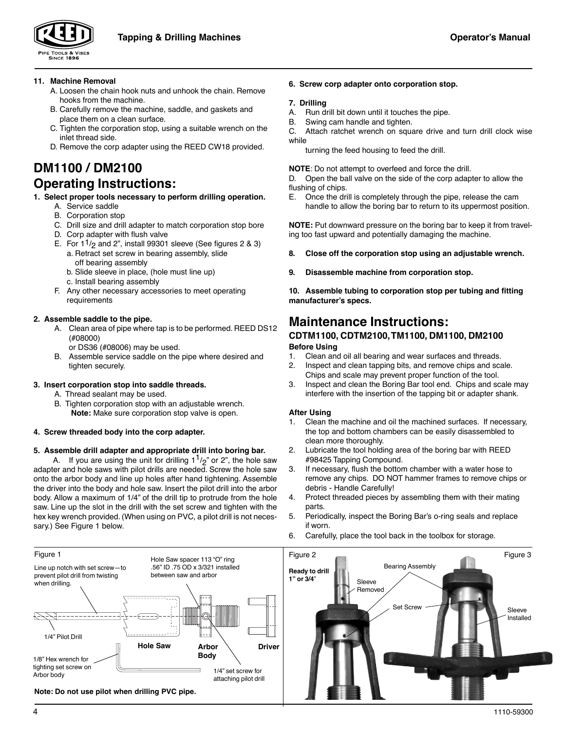**11. Machine Removal**

A. Loosen the chain hook nuts and unhook the chain. Remove hooks from the machine.

B. Carefully remove the machine, saddle, and gaskets and place them on a clean surface.

C. Tighten the corporation stop, using a suitable wrench on the inlet thread side.

D. Remove the corp adapter using the REED CW18 provided.

# DM1100 / DM2100 Operating Instructions:

**1. Select proper tools necessary to perform drilling operation.**

A. Service saddle

B. Corporation stop

C. Drill size and drill adapter to match corporation stop bore

D. Corp adapter with flush valve

E. For 1$^1/_2$ and 2", install 99301 sleeve (See figures 2 & 3)

a. Retract set screw in bearing assembly, slide off bearing assembly

b. Slide sleeve in place, (hole must line up)

c. Install bearing assembly

F. Any other necessary accessories to meet operating requirements

**2. Assemble saddle to the pipe.**

A. Clean area of pipe where tap is to be performed. REED DS12 (#08000) or DS36 (#08006) may be used.

B. Assemble service saddle on the pipe where desired and tighten securely.

**3. Insert corporation stop into saddle threads.**

A. Thread sealant may be used.

B. Tighten corporation stop with an adjustable wrench.
**Note:** Make sure corporation stop valve is open.

**4. Screw threaded body into the corp adapter.**

**5. Assemble drill adapter and appropriate drill into boring bar.**

A. If you are using the unit for drilling 1$^1/_2$" or 2", the hole saw adapter and hole saws with pilot drills are needed. Screw the hole saw onto the arbor body and line up holes after hand tightening. Assemble the driver into the body and hole saw. Insert the pilot drill into the arbor body. Allow a maximum of 1/4" of the drill tip to protrude from the hole saw. Line up the slot in the drill with the set screw and tighten with the hex key wrench provided. (When using on PVC, a pilot drill is not necessary.) See Figure 1 below.

**6. Screw corp adapter onto corporation stop.**

**7. Drilling**

A. Run drill bit down until it touches the pipe.

B. Swing cam handle and tighten.

C. Attach ratchet wrench on square drive and turn drill clock wise while turning the feed housing to feed the drill.

**NOTE**: Do not attempt to overfeed and force the drill.

D. Open the ball valve on the side of the corp adapter to allow the flushing of chips.

E. Once the drill is completely through the pipe, release the cam handle to allow the boring bar to return to its uppermost position.

**NOTE:** Put downward pressure on the boring bar to keep it from traveling too fast upward and potentially damaging the machine.

**8. Close off the corporation stop using an adjustable wrench.**

**9. Disassemble machine from corporation stop.**

**10. Assemble tubing to corporation stop per tubing and fitting manufacturer's specs.**

# Maintenance Instructions:

### CDTM1100, CDTM2100, TM1100, DM1100, DM2100

**Before Using**

1. Clean and oil all bearing and wear surfaces and threads.
2. Inspect and clean tapping bits, and remove chips and scale. Chips and scale may prevent proper function of the tool.
3. Inspect and clean the Boring Bar tool end. Chips and scale may interfere with the insertion of the tapping bit or adapter shank.

**After Using**

1. Clean the machine and oil the machined surfaces. If necessary, the top and bottom chambers can be easily disassembled to clean more thoroughly.
2. Lubricate the tool holding area of the boring bar with REED #98425 Tapping Compound.
3. If necessary, flush the bottom chamber with a water hose to remove any chips. DO NOT hammer frames to remove chips or debris - Handle Carefully!
4. Protect threaded pieces by assembling them with their mating parts.
5. Periodically, inspect the Boring Bar's o-ring seals and replace if worn.
6. Carefully, place the tool back in the toolbox for storage.

Figure 1

Line up notch with set screw—to prevent pilot drill from twisting when drilling.

Hole Saw spacer 113 "O" ring .56" ID .75 OD x 3/321 installed between saw and arbor

1/4" Pilot Drill

**Hole Saw**

**Arbor Body**

**Driver**

1/8" Hex wrench for tighting set screw on Arbor body

1/4" set screw for attaching pilot drill

**Note: Do not use pilot when drilling PVC pipe.**

Figure 2

**Ready to drill 1" or 3/4"**

Sleeve Removed

Bearing Assembly

Set Screw

Sleeve Installed

Figure 3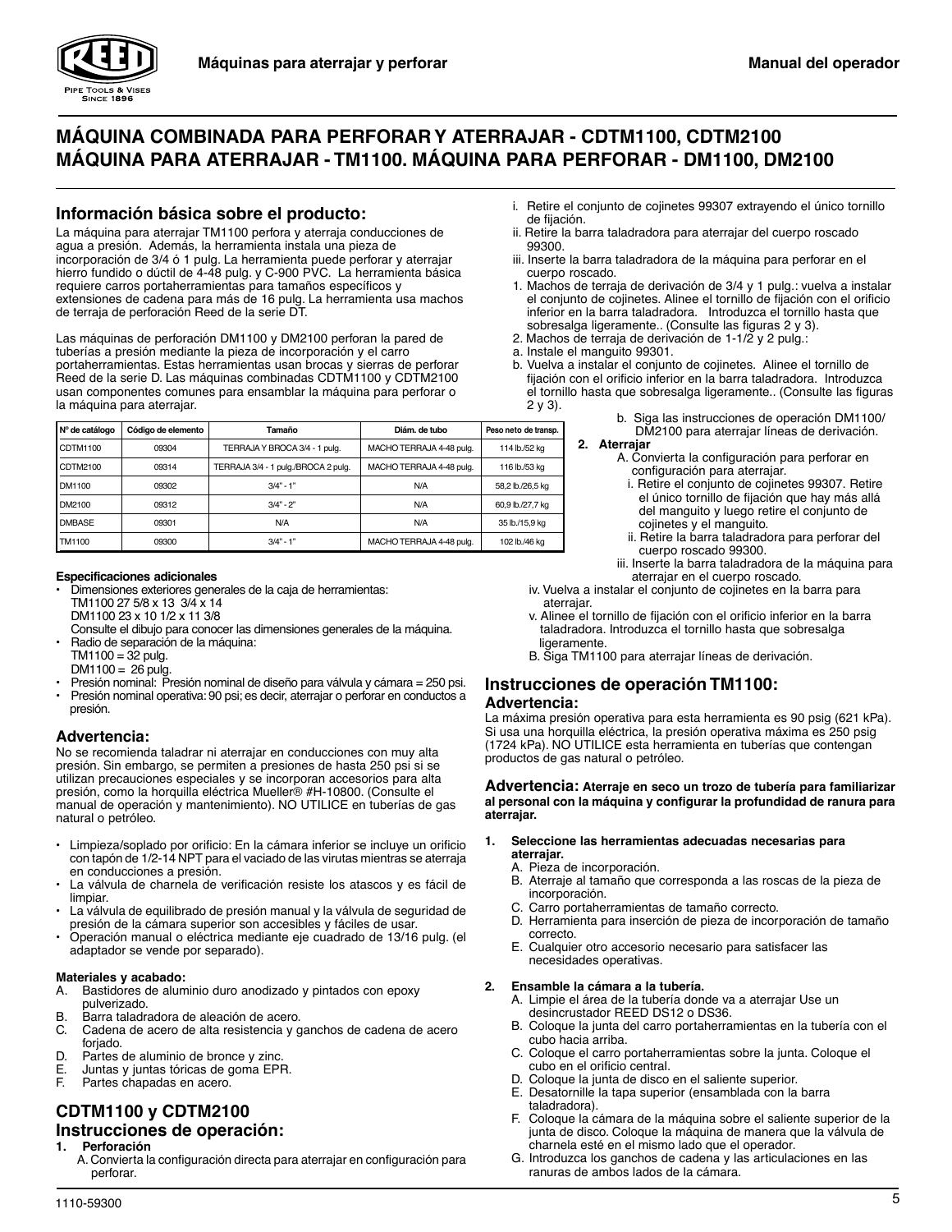# MÁQUINA COMBINADA PARA PERFORAR Y ATERRAJAR - CDTM1100, CDTM2100
# MÁQUINA PARA ATERRAJAR - TM1100. MÁQUINA PARA PERFORAR - DM1100, DM2100

## Información básica sobre el producto:

La máquina para aterrajar TM1100 perfora y aterraja conducciones de agua a presión. Además, la herramienta instala una pieza de incorporación de 3/4 ó 1 pulg. La herramienta puede perforar y aterrajar hierro fundido o dúctil de 4-48 pulg. y C-900 PVC. La herramienta básica requiere carros portaherramientas para tamaños específicos y extensiones de cadena para más de 16 pulg. La herramienta usa machos de terraja de perforación Reed de la serie DT.

Las máquinas de perforación DM1100 y DM2100 perforan la pared de tuberías a presión mediante la pieza de incorporación y el carro portaherramientas. Estas herramientas usan brocas y sierras de perforar Reed de la serie D. Las máquinas combinadas CDTM1100 y CDTM2100 usan componentes comunes para ensamblar la máquina para perforar o la máquina para aterrajar.

| Nº de catálogo | Código de elemento | Tamaño | Diám. de tubo | Peso neto de transp. |
|---|---|---|---|---|
| CDTM1100 | 09304 | TERRAJA Y BROCA 3/4 - 1 pulg. | MACHO TERRAJA 4-48 pulg. | 114 lb./52 kg |
| CDTM2100 | 09314 | TERRAJA 3/4 - 1 pulg./BROCA 2 pulg. | MACHO TERRAJA 4-48 pulg. | 116 lb./53 kg |
| DM1100 | 09302 | 3/4" - 1" | N/A | 58,2 lb./26,5 kg |
| DM2100 | 09312 | 3/4" - 2" | N/A | 60,9 lb./27,7 kg |
| DMBASE | 09301 | N/A | N/A | 35 lb./15,9 kg |
| TM1100 | 09300 | 3/4" - 1" | MACHO TERRAJA 4-48 pulg. | 102 lb./46 kg |

**Especificaciones adicionales**

- Dimensiones exteriores generales de la caja de herramientas:
  TM1100 27 5/8 x 13 3/4 x 14
  DM1100 23 x 10 1/2 x 11 3/8
  Consulte el dibujo para conocer las dimensiones generales de la máquina.
- Radio de separación de la máquina:
  TM1100 = 32 pulg.
  DM1100 = 26 pulg.
- Presión nominal: Presión nominal de diseño para válvula y cámara = 250 psi.
- Presión nominal operativa: 90 psi; es decir, aterrajar o perforar en conductos a presión.

### Advertencia:

No se recomienda taladrar ni aterrajar en conducciones con muy alta presión. Sin embargo, se permiten a presiones de hasta 250 psi si se utilizan precauciones especiales y se incorporan accesorios para alta presión, como la horquilla eléctrica Mueller® #H-10800. (Consulte el manual de operación y mantenimiento). NO UTILICE en tuberías de gas natural o petróleo.

- Limpieza/soplado por orificio: En la cámara inferior se incluye un orificio con tapón de 1/2-14 NPT para el vaciado de las virutas mientras se aterraja en conducciones a presión.
- La válvula de charnela de verificación resiste los atascos y es fácil de limpiar.
- La válvula de equilibrado de presión manual y la válvula de seguridad de presión de la cámara superior son accesibles y fáciles de usar.
- Operación manual o eléctrica mediante eje cuadrado de 13/16 pulg. (el adaptador se vende por separado).

**Materiales y acabado:**

A. Bastidores de aluminio duro anodizado y pintados con epoxy pulverizado.
B. Barra taladradora de aleación de acero.
C. Cadena de acero de alta resistencia y ganchos de cadena de acero forjado.
D. Partes de aluminio de bronce y zinc.
E. Juntas y juntas tóricas de goma EPR.
F. Partes chapadas en acero.

## CDTM1100 y CDTM2100 Instrucciones de operación:

**1. Perforación**

A. Convierta la configuración directa para aterrajar en configuración para perforar.

i. Retire el conjunto de cojinetes 99307 extrayendo el único tornillo de fijación.
ii. Retire la barra taladradora para aterrajar del cuerpo roscado 99300.
iii. Inserte la barra taladradora de la máquina para perforar en el cuerpo roscado.

1. Machos de terraja de derivación de 3/4 y 1 pulg.: vuelva a instalar el conjunto de cojinetes. Alinee el tornillo de fijación con el orificio inferior en la barra taladradora. Introduzca el tornillo hasta que sobresalga ligeramente.. (Consulte las figuras 2 y 3).
2. Machos de terraja de derivación de 1-1/2 y 2 pulg.:
   a. Instale el manguito 99301.
   b. Vuelva a instalar el conjunto de cojinetes. Alinee el tornillo de fijación con el orificio inferior en la barra taladradora. Introduzca el tornillo hasta que sobresalga ligeramente.. (Consulte las figuras 2 y 3).

b. Siga las instrucciones de operación DM1100/ DM2100 para aterrajar líneas de derivación.

**2. Aterrajar**

A. Convierta la configuración para perforar en configuración para aterrajar.

i. Retire el conjunto de cojinetes 99307. Retire el único tornillo de fijación que hay más allá del manguito y luego retire el conjunto de cojinetes y el manguito.
ii. Retire la barra taladradora para perforar del cuerpo roscado 99300.
iii. Inserte la barra taladradora de la máquina para aterrajar en el cuerpo roscado.
iv. Vuelva a instalar el conjunto de cojinetes en la barra para aterrajar.
v. Alinee el tornillo de fijación con el orificio inferior en la barra taladradora. Introduzca el tornillo hasta que sobresalga ligeramente.

B. Siga TM1100 para aterrajar líneas de derivación.

## Instrucciones de operación TM1100:

### Advertencia:

La máxima presión operativa para esta herramienta es 90 psig (621 kPa). Si usa una horquilla eléctrica, la presión operativa máxima es 250 psig (1724 kPa). NO UTILICE esta herramienta en tuberías que contengan productos de gas natural o petróleo.

**Advertencia: Aterraje en seco un trozo de tubería para familiarizar al personal con la máquina y configurar la profundidad de ranura para aterrajar.**

**1. Seleccione las herramientas adecuadas necesarias para aterrajar.**

A. Pieza de incorporación.
B. Aterraje al tamaño que corresponda a las roscas de la pieza de incorporación.
C. Carro portaherramientas de tamaño correcto.
D. Herramienta para inserción de pieza de incorporación de tamaño correcto.
E. Cualquier otro accesorio necesario para satisfacer las necesidades operativas.

**2. Ensamble la cámara a la tubería.**

A. Limpie el área de la tubería donde va a aterrajar Use un desincrustador REED DS12 o DS36.
B. Coloque la junta del carro portaherramientas en la tubería con el cubo hacia arriba.
C. Coloque el carro portaherramientas sobre la junta. Coloque el cubo en el orificio central.
D. Coloque la junta de disco en el saliente superior.
E. Desatornille la tapa superior (ensamblada con la barra taladradora).
F. Coloque la cámara de la máquina sobre el saliente superior de la junta de disco. Coloque la máquina de manera que la válvula de charnela esté en el mismo lado que el operador.
G. Introduzca los ganchos de cadena y las articulaciones en las ranuras de ambos lados de la cámara.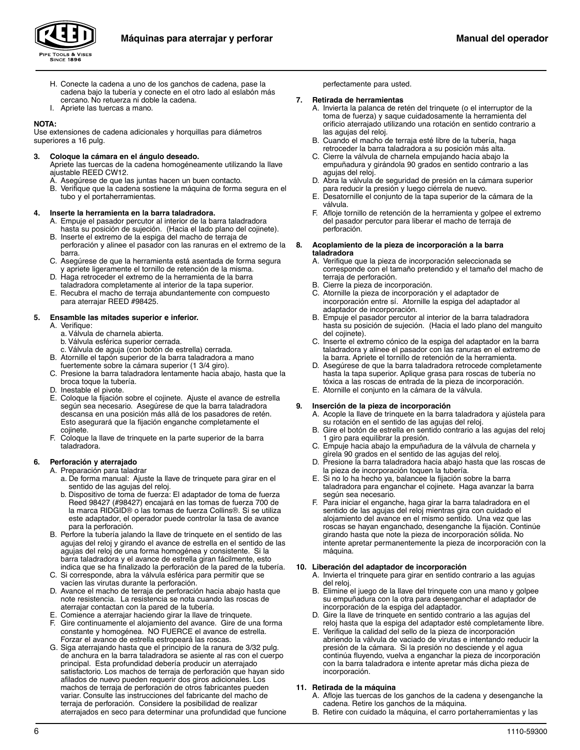H. Conecte la cadena a uno de los ganchos de cadena, pase la cadena bajo la tubería y conecte en el otro lado al eslabón más cercano. No retuerza ni doble la cadena.
I. Apriete las tuercas a mano.

**NOTA:**
Use extensiones de cadena adicionales y horquillas para diámetros superiores a 16 pulg.

**3. Coloque la cámara en el ángulo deseado.**
Apriete las tuercas de la cadena homogéneamente utilizando la llave ajustable REED CW12.
A. Asegúrese de que las juntas hacen un buen contacto.
B. Verifique que la cadena sostiene la máquina de forma segura en el tubo y el portaherramientas.

**4. Inserte la herramienta en la barra taladradora.**
A. Empuje el pasador percutor al interior de la barra taladradora hasta su posición de sujeción. (Hacia el lado plano del cojinete).
B. Inserte el extremo de la espiga del macho de terraja de perforación y alinee el pasador con las ranuras en el extremo de la barra.
C. Asegúrese de que la herramienta está asentada de forma segura y apriete ligeramente el tornillo de retención de la misma.
D. Haga retroceder el extremo de la herramienta de la barra taladradora completamente al interior de la tapa superior.
E. Recubra el macho de terraja abundantemente con compuesto para aterrajar REED #98425.

**5. Ensamble las mitades superior e inferior.**
A. Verifique:
 a. Válvula de charnela abierta.
 b. Válvula esférica superior cerrada.
 c. Válvula de aguja (con botón de estrella) cerrada.
B. Atornille el tapón superior de la barra taladradora a mano fuertemente sobre la cámara superior (1 3/4 giro).
C. Presione la barra taladradora lentamente hacia abajo, hasta que la broca toque la tubería.
D. Inestable el pivote.
E. Coloque la fijación sobre el cojinete. Ajuste el avance de estrella según sea necesario. Asegúrese de que la barra taladradora descansa en una posición más allá de los pasadores de retén. Esto asegurará que la fijación enganche completamente el cojinete.
F. Coloque la llave de trinquete en la parte superior de la barra taladradora.

**6. Perforación y aterrajado**
A. Preparación para taladrar
 a. De forma manual: Ajuste la llave de trinquete para girar en el sentido de las agujas del reloj.
 b. Dispositivo de toma de fuerza: El adaptador de toma de fuerza Reed 98427 (#98427) encajará en las tomas de fuerza 700 de la marca RIDGID® o las tomas de fuerza Collins®. Si se utiliza este adaptador, el operador puede controlar la tasa de avance para la perforación.
B. Perfore la tubería jalando la llave de trinquete en el sentido de las agujas del reloj y girando el avance de estrella en el sentido de las agujas del reloj de una forma homogénea y consistente. Si la barra taladradora y el avance de estrella giran fácilmente, esto indica que se ha finalizado la perforación de la pared de la tubería.
C. Si corresponde, abra la válvula esférica para permitir que se vacíen las virutas durante la perforación.
D. Avance el macho de terraja de perforación hacia abajo hasta que note resistencia. La resistencia se nota cuando las roscas de aterrajar contactan con la pared de la tubería.
E. Comience a aterrajar haciendo girar la llave de trinquete.
F. Gire continuamente el alojamiento del avance. Gire de una forma constante y homogénea. NO FUERCE el avance de estrella. Forzar el avance de estrella estropeará las roscas.
G. Siga aterrajando hasta que el principio de la ranura de 3/32 pulg. de anchura en la barra taladradora se asiente al ras con el cuerpo principal. Esta profundidad debería producir un aterrajado satisfactorio. Los machos de terraja de perforación que hayan sido afilados de nuevo pueden requerir dos giros adicionales. Los machos de terraja de perforación de otros fabricantes pueden variar. Consulte las instrucciones del fabricante del macho de terraja de perforación. Considere la posibilidad de realizar aterrajados en seco para determinar una profundidad que funcione perfectamente para usted.

**7. Retirada de herramientas**
A. Invierta la palanca de retén del trinquete (o el interruptor de la toma de fuerza) y saque cuidadosamente la herramienta del orificio aterrajado utilizando una rotación en sentido contrario a las agujas del reloj.
B. Cuando el macho de terraja esté libre de la tubería, haga retroceder la barra taladradora a su posición más alta.
C. Cierre la válvula de charnela empujando hacia abajo la empuñadura y girándola 90 grados en sentido contrario a las agujas del reloj.
D. Abra la válvula de seguridad de presión en la cámara superior para reducir la presión y luego ciérrela de nuevo.
E. Desatornille el conjunto de la tapa superior de la cámara de la válvula.
F. Afloje tornillo de retención de la herramienta y golpee el extremo del pasador percutor para liberar el macho de terraja de perforación.

**8. Acoplamiento de la pieza de incorporación a la barra taladradora**
A. Verifique que la pieza de incorporación seleccionada se corresponde con el tamaño pretendido y el tamaño del macho de terraja de perforación.
B. Cierre la pieza de incorporación.
C. Atornille la pieza de incorporación y el adaptador de incorporación entre sí. Atornille la espiga del adaptador al adaptador de incorporación.
B. Empuje el pasador percutor al interior de la barra taladradora hasta su posición de sujeción. (Hacia el lado plano del manguito del cojinete).
C. Inserte el extremo cónico de la espiga del adaptador en la barra taladradora y alinee el pasador con las ranuras en el extremo de la barra. Apriete el tornillo de retención de la herramienta.
D. Asegúrese de que la barra taladradora retrocede completamente hasta la tapa superior. Aplique grasa para roscas de tubería no tóxica a las roscas de entrada de la pieza de incorporación.
E. Atornille el conjunto en la cámara de la válvula.

**9. Inserción de la pieza de incorporación**
A. Acople la llave de trinquete en la barra taladradora y ajústela para su rotación en el sentido de las agujas del reloj.
B. Gire el botón de estrella en sentido contrario a las agujas del reloj 1 giro para equilibrar la presión.
C. Empuje hacia abajo la empuñadura de la válvula de charnela y gírela 90 grados en el sentido de las agujas del reloj.
D. Presione la barra taladradora hacia abajo hasta que las roscas de la pieza de incorporación toquen la tubería.
E. Si no lo ha hecho ya, balancee la fijación sobre la barra taladradora para enganchar el cojinete. Haga avanzar la barra según sea necesario.
F. Para iniciar el enganche, haga girar la barra taladradora en el sentido de las agujas del reloj mientras gira con cuidado el alojamiento del avance en el mismo sentido. Una vez que las roscas se hayan enganchado, desenganche la fijación. Continúe girando hasta que note la pieza de incorporación sólida. No intente apretar permanentemente la pieza de incorporación con la máquina.

**10. Liberación del adaptador de incorporación**
A. Invierta el trinquete para girar en sentido contrario a las agujas del reloj.
B. Elimine el juego de la llave del trinquete con una mano y golpee su empuñadura con la otra para desenganchar el adaptador de incorporación de la espiga del adaptador.
D. Gire la llave de trinquete en sentido contrario a las agujas del reloj hasta que la espiga del adaptador esté completamente libre.
E. Verifique la calidad del sello de la pieza de incorporación abriendo la válvula de vaciado de virutas e intentando reducir la presión de la cámara. Si la presión no desciende y el agua continúa fluyendo, vuelva a enganchar la pieza de incorporación con la barra taladradora e intente apretar más dicha pieza de incorporación.

**11. Retirada de la máquina**
A. Afloje las tuercas de los ganchos de la cadena y desenganche la cadena. Retire los ganchos de la máquina.
B. Retire con cuidado la máquina, el carro portaherramientas y las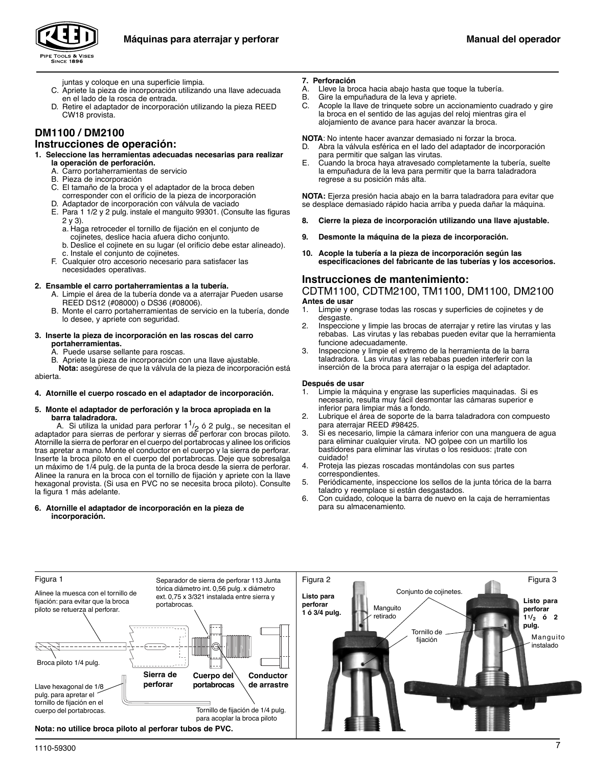juntas y coloque en una superficie limpia.

C. Apriete la pieza de incorporación utilizando una llave adecuada en el lado de la rosca de entrada.

D. Retire el adaptador de incorporación utilizando la pieza REED CW18 provista.

## DM1100 / DM2100

## Instrucciones de operación:

**1. Seleccione las herramientas adecuadas necesarias para realizar la operación de perforación.**

A. Carro portaherramientas de servicio

B. Pieza de incorporación

C. El tamaño de la broca y el adaptador de la broca deben corresponder con el orificio de la pieza de incorporación

D. Adaptador de incorporación con válvula de vaciado

E. Para 1 1/2 y 2 pulg. instale el manguito 99301. (Consulte las figuras 2 y 3).

a. Haga retroceder el tornillo de fijación en el conjunto de cojinetes, deslice hacia afuera dicho conjunto.

b. Deslice el cojinete en su lugar (el orificio debe estar alineado).

c. Instale el conjunto de cojinetes.

F. Cualquier otro accesorio necesario para satisfacer las necesidades operativas.

**2. Ensamble el carro portaherramientas a la tubería.**

A. Limpie el área de la tubería donde va a aterrajar Pueden usarse REED DS12 (#08000) o DS36 (#08006).

B. Monte el carro portaherramientas de servicio en la tubería, donde lo desee, y apriete con seguridad.

**3. Inserte la pieza de incorporación en las roscas del carro portaherramientas.**

A. Puede usarse sellante para roscas.

B. Apriete la pieza de incorporación con una llave ajustable.

**Nota:** asegúrese de que la válvula de la pieza de incorporación está abierta.

**4. Atornille el cuerpo roscado en el adaptador de incorporación.**

**5. Monte el adaptador de perforación y la broca apropiada en la barra taladradora.**

A. Si utiliza la unidad para perforar $1\frac{1}{2}$ ó 2 pulg., se necesitan el adaptador para sierras de perforar y sierras de perforar con brocas piloto. Atornille la sierra de perforar en el cuerpo del portabrocas y alinee los orificios tras apretar a mano. Monte el conductor en el cuerpo y la sierra de perforar. Inserte la broca piloto en el cuerpo del portabrocas. Deje que sobresalga un máximo de 1/4 pulg. de la punta de la broca desde la sierra de perforar. Alinee la ranura en la broca con el tornillo de fijación y apriete con la llave hexagonal provista. (Si usa en PVC no se necesita broca piloto). Consulte la figura 1 más adelante.

**6. Atornille el adaptador de incorporación en la pieza de incorporación.**

**7. Perforación**

A. Lleve la broca hacia abajo hasta que toque la tubería.

B. Gire la empuñadura de la leva y apriete.

C. Acople la llave de trinquete sobre un accionamiento cuadrado y gire la broca en el sentido de las agujas del reloj mientras gira el alojamiento de avance para hacer avanzar la broca.

**NOTA**: No intente hacer avanzar demasiado ni forzar la broca.

D. Abra la válvula esférica en el lado del adaptador de incorporación para permitir que salgan las virutas.

E. Cuando la broca haya atravesado completamente la tubería, suelte la empuñadura de la leva para permitir que la barra taladradora regrese a su posición más alta.

**NOTA:** Ejerza presión hacia abajo en la barra taladradora para evitar que se desplace demasiado rápido hacia arriba y pueda dañar la máquina.

**8. Cierre la pieza de incorporación utilizando una llave ajustable.**

**9. Desmonte la máquina de la pieza de incorporación.**

**10. Acople la tubería a la pieza de incorporación según las especificaciones del fabricante de las tuberías y los accesorios.**

## Instrucciones de mantenimiento:

CDTM1100, CDTM2100, TM1100, DM1100, DM2100

**Antes de usar**

1. Limpie y engrase todas las roscas y superficies de cojinetes y de desgaste.
2. Inspeccione y limpie las brocas de aterrajar y retire las virutas y las rebabas. Las virutas y las rebabas pueden evitar que la herramienta funcione adecuadamente.
3. Inspeccione y limpie el extremo de la herramienta de la barra taladradora. Las virutas y las rebabas pueden interferir con la inserción de la broca para aterrajar o la espiga del adaptador.

**Después de usar**

1. Limpie la máquina y engrase las superficies maquinadas. Si es necesario, resulta muy fácil desmontar las cámaras superior e inferior para limpiar más a fondo.
2. Lubrique el área de soporte de la barra taladradora con compuesto para aterrajar REED #98425.
3. Si es necesario, limpie la cámara inferior con una manguera de agua para eliminar cualquier viruta. NO golpee con un martillo los bastidores para eliminar las virutas o los residuos: ¡trate con cuidado!
4. Proteja las piezas roscadas montándolas con sus partes correspondientes.
5. Periódicamente, inspeccione los sellos de la junta tórica de la barra taladro y reemplace si están desgastados.
6. Con cuidado, coloque la barra de nuevo en la caja de herramientas para su almacenamiento.

Figura 1

Alinee la muesca con el tornillo de fijación: para evitar que la broca piloto se retuerza al perforar.

Separador de sierra de perforar 113 Junta tórica diámetro int. 0,56 pulg. x diámetro ext. 0,75 x 3/321 instalada entre sierra y portabrocas.

Broca piloto 1/4 pulg.

**Sierra de perforar** — **Cuerpo del portabrocas** — **Conductor de arrastre**

Llave hexagonal de 1/8 pulg. para apretar el tornillo de fijación en el cuerpo del portabrocas.

Tornillo de fijación de 1/4 pulg. para acoplar la broca piloto

**Nota: no utilice broca piloto al perforar tubos de PVC.**

Figura 2

**Listo para perforar 1 ó 3/4 pulg.**

Manguito retirado

Conjunto de cojinetes.

Tornillo de fijación

Figura 3

**Listo para perforar $1\frac{1}{2}$ ó 2 pulg.**

Manguito instalado

1110-59300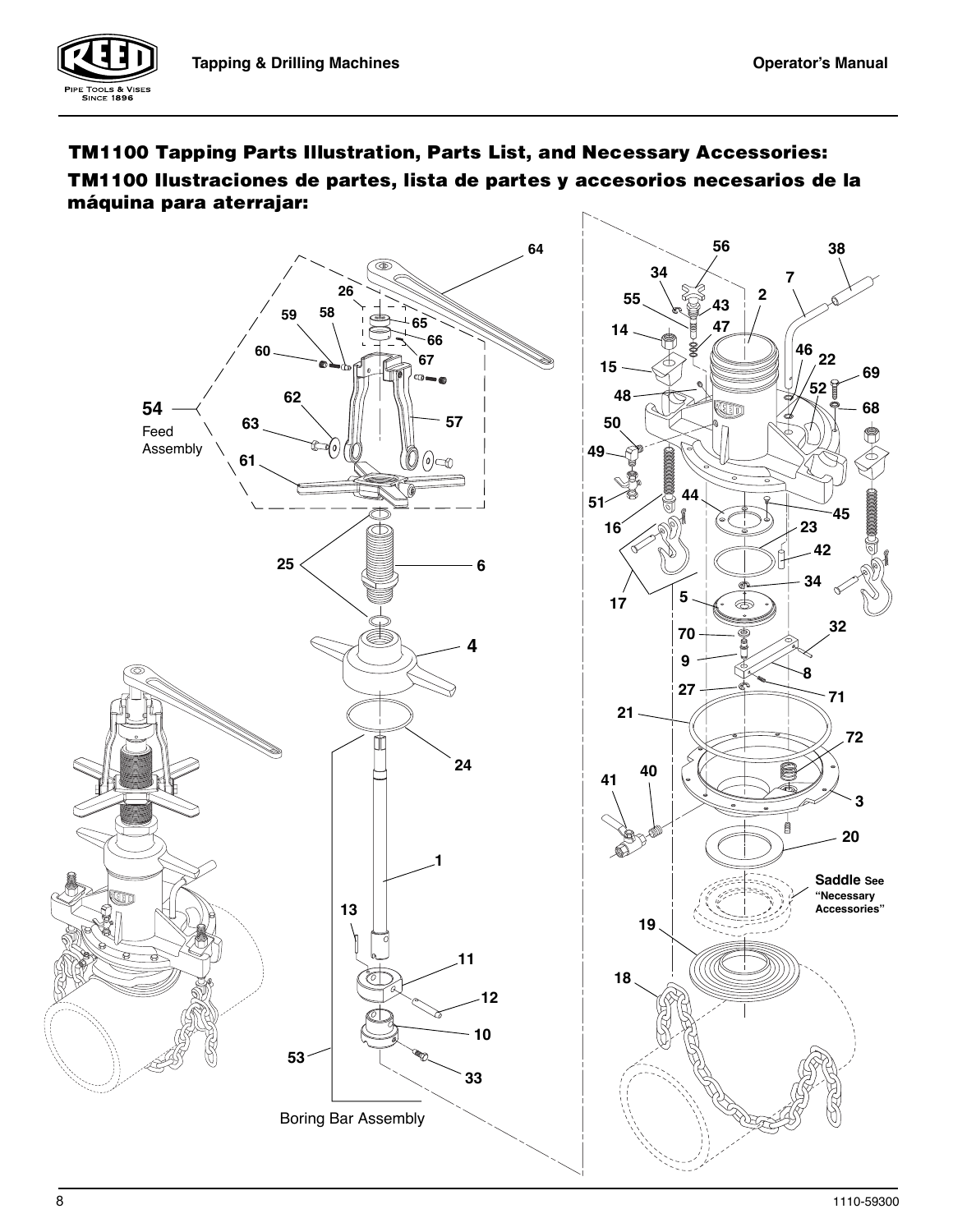## TM1100 Tapping Parts Illustration, Parts List, and Necessary Accessories:

## TM1100 Ilustraciones de partes, lista de partes y accesorios necesarios de la máquina para aterrajar:

54 Feed Assembly

Boring Bar Assembly

Saddle See "Necessary Accessories"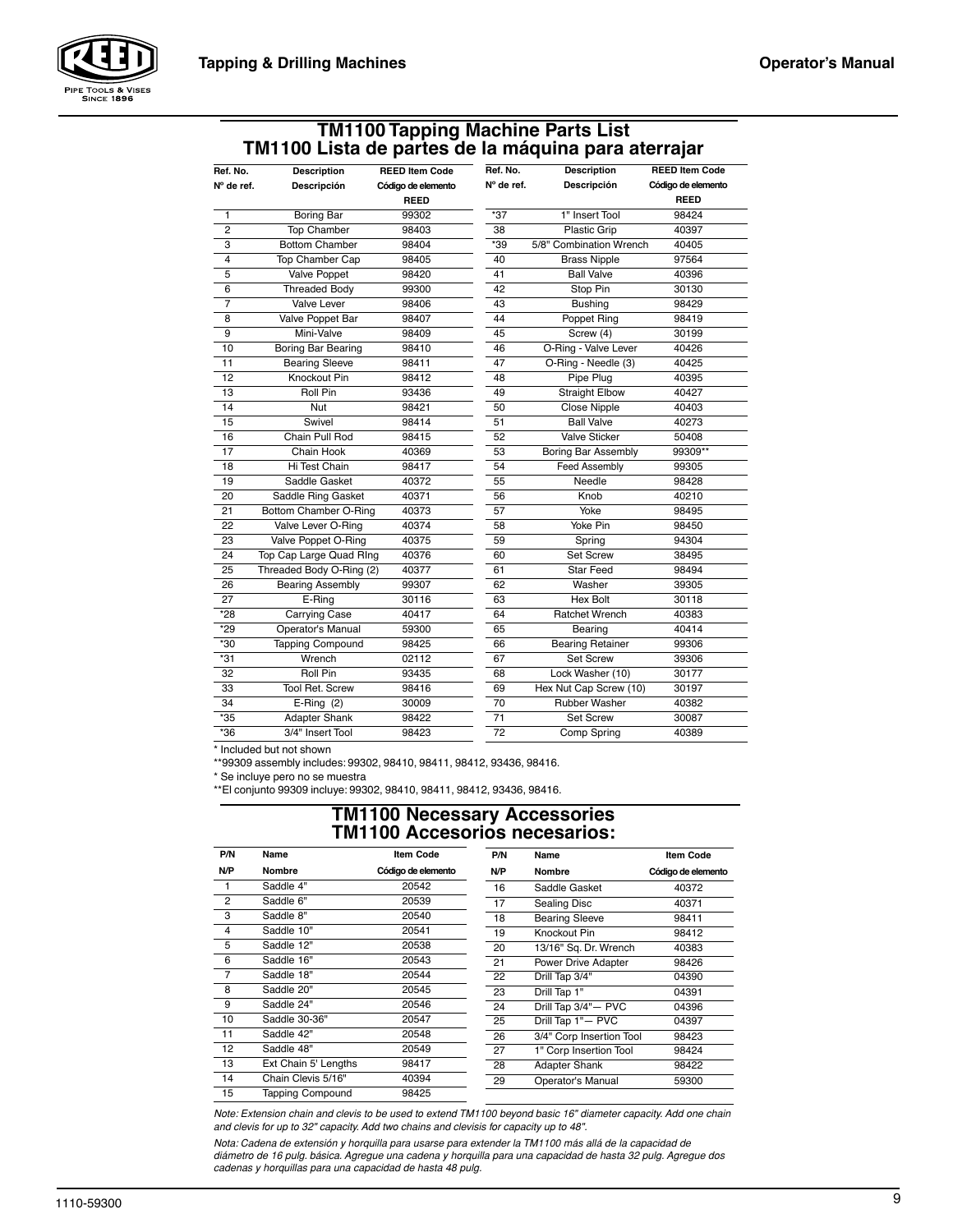# TM1100 Tapping Machine Parts List
# TM1100 Lista de partes de la máquina para aterrajar

| Ref. No. Nº de ref. | Description Descripción | REED Item Code Código de elemento REED | Ref. No. Nº de ref. | Description Descripción | REED Item Code Código de elemento REED |
|---|---|---|---|---|---|
| 1 | Boring Bar | 99302 | *37 | 1" Insert Tool | 98424 |
| 2 | Top Chamber | 98403 | 38 | Plastic Grip | 40397 |
| 3 | Bottom Chamber | 98404 | *39 | 5/8" Combination Wrench | 40405 |
| 4 | Top Chamber Cap | 98405 | 40 | Brass Nipple | 97564 |
| 5 | Valve Poppet | 98420 | 41 | Ball Valve | 40396 |
| 6 | Threaded Body | 99300 | 42 | Stop Pin | 30130 |
| 7 | Valve Lever | 98406 | 43 | Bushing | 98429 |
| 8 | Valve Poppet Bar | 98407 | 44 | Poppet Ring | 98419 |
| 9 | Mini-Valve | 98409 | 45 | Screw (4) | 30199 |
| 10 | Boring Bar Bearing | 98410 | 46 | O-Ring - Valve Lever | 40426 |
| 11 | Bearing Sleeve | 98411 | 47 | O-Ring - Needle (3) | 40425 |
| 12 | Knockout Pin | 98412 | 48 | Pipe Plug | 40395 |
| 13 | Roll Pin | 93436 | 49 | Straight Elbow | 40427 |
| 14 | Nut | 98421 | 50 | Close Nipple | 40403 |
| 15 | Swivel | 98414 | 51 | Ball Valve | 40273 |
| 16 | Chain Pull Rod | 98415 | 52 | Valve Sticker | 50408 |
| 17 | Chain Hook | 40369 | 53 | Boring Bar Assembly | 99309** |
| 18 | Hi Test Chain | 98417 | 54 | Feed Assembly | 99305 |
| 19 | Saddle Gasket | 40372 | 55 | Needle | 98428 |
| 20 | Saddle Ring Gasket | 40371 | 56 | Knob | 40210 |
| 21 | Bottom Chamber O-Ring | 40373 | 57 | Yoke | 98495 |
| 22 | Valve Lever O-Ring | 40374 | 58 | Yoke Pin | 98450 |
| 23 | Valve Poppet O-Ring | 40375 | 59 | Spring | 94304 |
| 24 | Top Cap Large Quad RIng | 40376 | 60 | Set Screw | 38495 |
| 25 | Threaded Body O-Ring (2) | 40377 | 61 | Star Feed | 98494 |
| 26 | Bearing Assembly | 99307 | 62 | Washer | 39305 |
| 27 | E-Ring | 30116 | 63 | Hex Bolt | 30118 |
| *28 | Carrying Case | 40417 | 64 | Ratchet Wrench | 40383 |
| *29 | Operator's Manual | 59300 | 65 | Bearing | 40414 |
| *30 | Tapping Compound | 98425 | 66 | Bearing Retainer | 99306 |
| *31 | Wrench | 02112 | 67 | Set Screw | 39306 |
| 32 | Roll Pin | 93435 | 68 | Lock Washer (10) | 30177 |
| 33 | Tool Ret. Screw | 98416 | 69 | Hex Nut Cap Screw (10) | 30197 |
| 34 | E-Ring (2) | 30009 | 70 | Rubber Washer | 40382 |
| *35 | Adapter Shank | 98422 | 71 | Set Screw | 30087 |
| *36 | 3/4" Insert Tool | 98423 | 72 | Comp Spring | 40389 |

\* Included but not shown

** 99309 assembly includes: 99302, 98410, 98411, 98412, 93436, 98416.

\* Se incluye pero no se muestra

** El conjunto 99309 incluye: 99302, 98410, 98411, 98412, 93436, 98416.

# TM1100 Necessary Accessories
# TM1100 Accesorios necesarios:

| P/N N/P | Name Nombre | Item Code Código de elemento | P/N N/P | Name Nombre | Item Code Código de elemento |
|---|---|---|---|---|---|
| 1 | Saddle 4" | 20542 | 16 | Saddle Gasket | 40372 |
| 2 | Saddle 6" | 20539 | 17 | Sealing Disc | 40371 |
| 3 | Saddle 8" | 20540 | 18 | Bearing Sleeve | 98411 |
| 4 | Saddle 10" | 20541 | 19 | Knockout Pin | 98412 |
| 5 | Saddle 12" | 20538 | 20 | 13/16" Sq. Dr. Wrench | 40383 |
| 6 | Saddle 16" | 20543 | 21 | Power Drive Adapter | 98426 |
| 7 | Saddle 18" | 20544 | 22 | Drill Tap 3/4" | 04390 |
| 8 | Saddle 20" | 20545 | 23 | Drill Tap 1" | 04391 |
| 9 | Saddle 24" | 20546 | 24 | Drill Tap 3/4"— PVC | 04396 |
| 10 | Saddle 30-36" | 20547 | 25 | Drill Tap 1"— PVC | 04397 |
| 11 | Saddle 42" | 20548 | 26 | 3/4" Corp Insertion Tool | 98423 |
| 12 | Saddle 48" | 20549 | 27 | 1" Corp Insertion Tool | 98424 |
| 13 | Ext Chain 5' Lengths | 98417 | 28 | Adapter Shank | 98422 |
| 14 | Chain Clevis 5/16" | 40394 | 29 | Operator's Manual | 59300 |
| 15 | Tapping Compound | 98425 | | | |

*Note: Extension chain and clevis to be used to extend TM1100 beyond basic 16" diameter capacity. Add one chain and clevis for up to 32" capacity. Add two chains and clevisis for capacity up to 48".*

*Nota: Cadena de extensión y horquilla para usarse para extender la TM1100 más allá de la capacidad de diámetro de 16 pulg. básica. Agregue una cadena y horquilla para una capacidad de hasta 32 pulg. Agregue dos cadenas y horquillas para una capacidad de hasta 48 pulg.*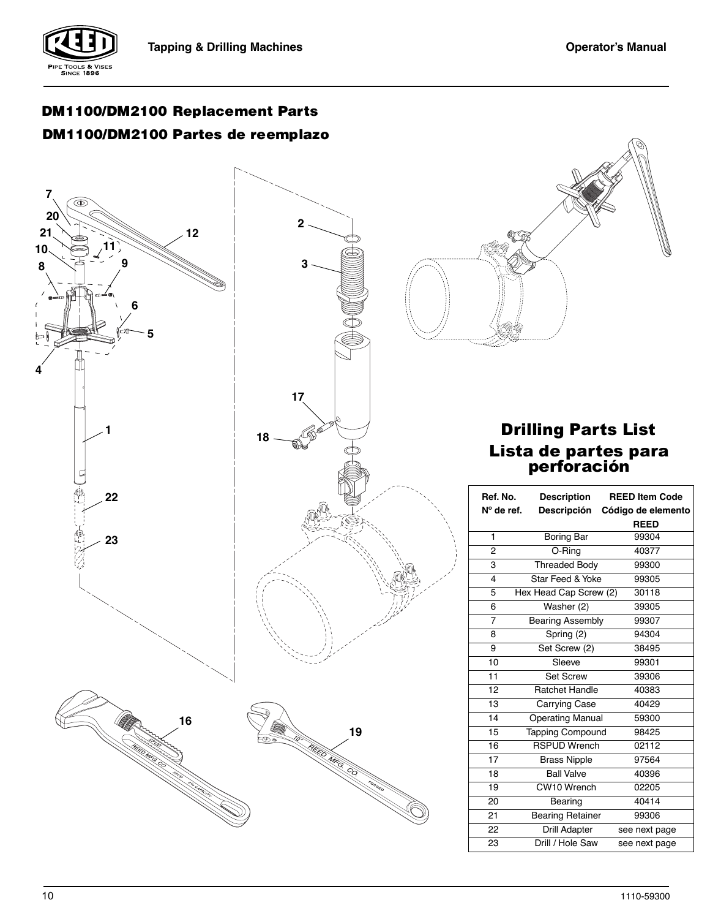## DM1100/DM2100 Replacement Parts

## DM1100/DM2100 Partes de reemplazo

## Drilling Parts List
## Lista de partes para perforación

| Ref. No.<br>Nº de ref. | Description<br>Descripción | REED Item Code<br>Código de elemento REED |
|---|---|---|
| 1 | Boring Bar | 99304 |
| 2 | O-Ring | 40377 |
| 3 | Threaded Body | 99300 |
| 4 | Star Feed & Yoke | 99305 |
| 5 | Hex Head Cap Screw (2) | 30118 |
| 6 | Washer (2) | 39305 |
| 7 | Bearing Assembly | 99307 |
| 8 | Spring (2) | 94304 |
| 9 | Set Screw (2) | 38495 |
| 10 | Sleeve | 99301 |
| 11 | Set Screw | 39306 |
| 12 | Ratchet Handle | 40383 |
| 13 | Carrying Case | 40429 |
| 14 | Operating Manual | 59300 |
| 15 | Tapping Compound | 98425 |
| 16 | RSPUD Wrench | 02112 |
| 17 | Brass Nipple | 97564 |
| 18 | Ball Valve | 40396 |
| 19 | CW10 Wrench | 02205 |
| 20 | Bearing | 40414 |
| 21 | Bearing Retainer | 99306 |
| 22 | Drill Adapter | see next page |
| 23 | Drill / Hole Saw | see next page |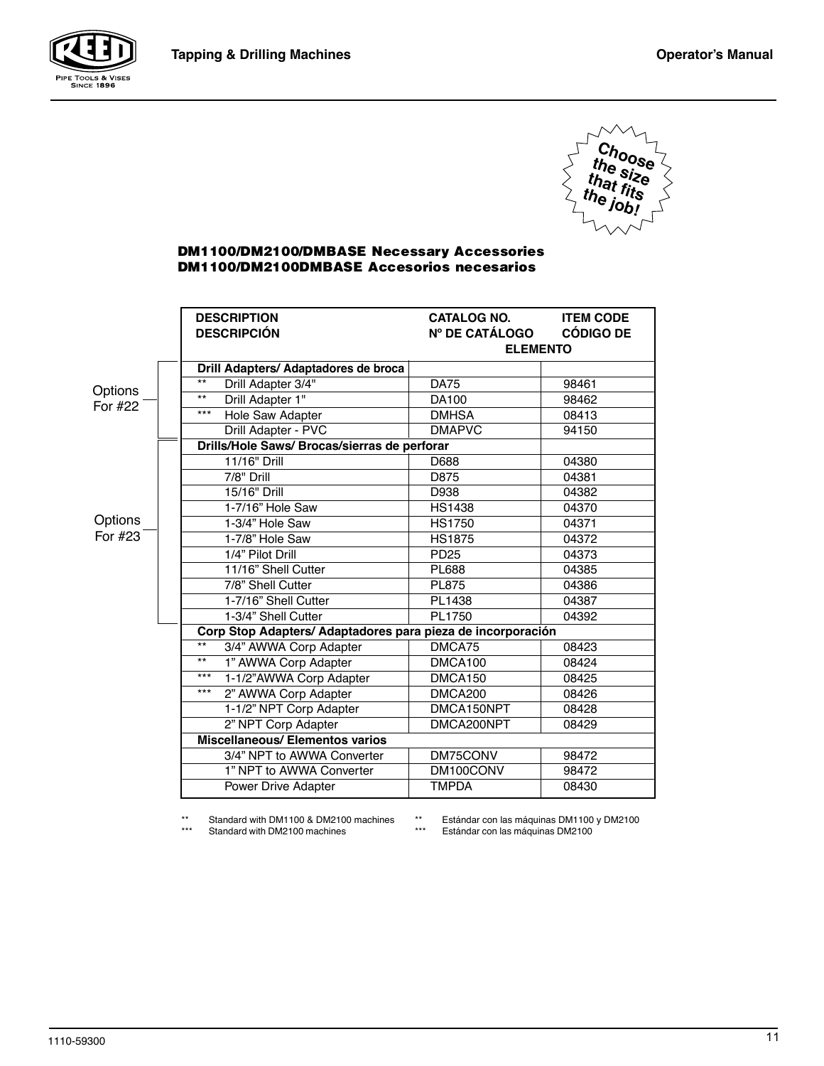Choose the size that fits the job!

### DM1100/DM2100/DMBASE Necessary Accessories
### DM1100/DM2100DMBASE Accesorios necesarios

| | DESCRIPTION / DESCRIPCIÓN | CATALOG NO. / Nº DE CATÁLOGO | ITEM CODE / CÓDIGO DE ELEMENTO |
|---|---|---|---|
| | **Drill Adapters/ Adaptadores de broca** | | |
| Options For #22 | ** Drill Adapter 3/4" | DA75 | 98461 |
| Options For #22 | ** Drill Adapter 1" | DA100 | 98462 |
| Options For #22 | *** Hole Saw Adapter | DMHSA | 08413 |
| Options For #22 | Drill Adapter - PVC | DMAPVC | 94150 |
| | **Drills/Hole Saws/ Brocas/sierras de perforar** | | |
| Options For #23 | 11/16" Drill | D688 | 04380 |
| Options For #23 | 7/8" Drill | D875 | 04381 |
| Options For #23 | 15/16" Drill | D938 | 04382 |
| Options For #23 | 1-7/16" Hole Saw | HS1438 | 04370 |
| Options For #23 | 1-3/4" Hole Saw | HS1750 | 04371 |
| Options For #23 | 1-7/8" Hole Saw | HS1875 | 04372 |
| Options For #23 | 1/4" Pilot Drill | PD25 | 04373 |
| Options For #23 | 11/16" Shell Cutter | PL688 | 04385 |
| Options For #23 | 7/8" Shell Cutter | PL875 | 04386 |
| Options For #23 | 1-7/16" Shell Cutter | PL1438 | 04387 |
| Options For #23 | 1-3/4" Shell Cutter | PL1750 | 04392 |
| | **Corp Stop Adapters/ Adaptadores para pieza de incorporación** | | |
| | ** 3/4" AWWA Corp Adapter | DMCA75 | 08423 |
| | ** 1" AWWA Corp Adapter | DMCA100 | 08424 |
| | *** 1-1/2"AWWA Corp Adapter | DMCA150 | 08425 |
| | *** 2" AWWA Corp Adapter | DMCA200 | 08426 |
| | 1-1/2" NPT Corp Adapter | DMCA150NPT | 08428 |
| | 2" NPT Corp Adapter | DMCA200NPT | 08429 |
| | **Miscellaneous/ Elementos varios** | | |
| | 3/4" NPT to AWWA Converter | DM75CONV | 98472 |
| | 1" NPT to AWWA Converter | DM100CONV | 98472 |
| | Power Drive Adapter | TMPDA | 08430 |

** Standard with DM1100 & DM2100 machines
*** Standard with DM2100 machines

** Estándar con las máquinas DM1100 y DM2100
*** Estándar con las máquinas DM2100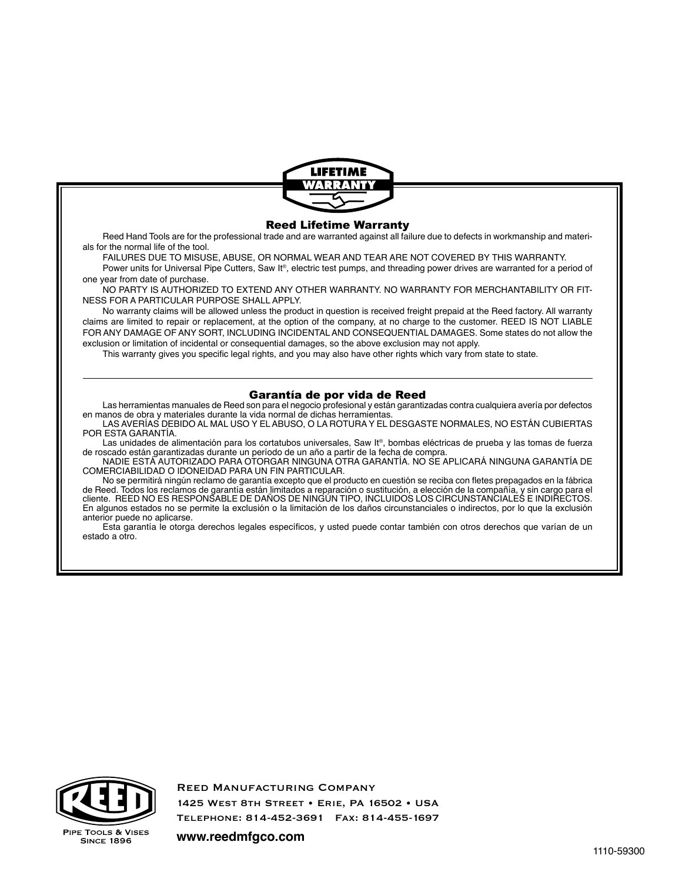LIFETIME WARRANTY

## Reed Lifetime Warranty

Reed Hand Tools are for the professional trade and are warranted against all failure due to defects in workmanship and materials for the normal life of the tool.

FAILURES DUE TO MISUSE, ABUSE, OR NORMAL WEAR AND TEAR ARE NOT COVERED BY THIS WARRANTY.

Power units for Universal Pipe Cutters, Saw It®, electric test pumps, and threading power drives are warranted for a period of one year from date of purchase.

NO PARTY IS AUTHORIZED TO EXTEND ANY OTHER WARRANTY. NO WARRANTY FOR MERCHANTABILITY OR FITNESS FOR A PARTICULAR PURPOSE SHALL APPLY.

No warranty claims will be allowed unless the product in question is received freight prepaid at the Reed factory. All warranty claims are limited to repair or replacement, at the option of the company, at no charge to the customer. REED IS NOT LIABLE FOR ANY DAMAGE OF ANY SORT, INCLUDING INCIDENTAL AND CONSEQUENTIAL DAMAGES. Some states do not allow the exclusion or limitation of incidental or consequential damages, so the above exclusion may not apply.

This warranty gives you specific legal rights, and you may also have other rights which vary from state to state.

---

## Garantía de por vida de Reed

Las herramientas manuales de Reed son para el negocio profesional y están garantizadas contra cualquiera avería por defectos en manos de obra y materiales durante la vida normal de dichas herramientas.

LAS AVERÍAS DEBIDO AL MAL USO Y EL ABUSO, O LA ROTURA Y EL DESGASTE NORMALES, NO ESTÁN CUBIERTAS POR ESTA GARANTÍA.

Las unidades de alimentación para los cortatubos universales, Saw It®, bombas eléctricas de prueba y las tomas de fuerza de roscado están garantizadas durante un período de un año a partir de la fecha de compra.

NADIE ESTÁ AUTORIZADO PARA OTORGAR NINGUNA OTRA GARANTÍA. NO SE APLICARÁ NINGUNA GARANTÍA DE COMERCIABILIDAD O IDONEIDAD PARA UN FIN PARTICULAR.

No se permitirá ningún reclamo de garantía excepto que el producto en cuestión se reciba con fletes prepagados en la fábrica de Reed. Todos los reclamos de garantía están limitados a reparación o sustitución, a elección de la compañía, y sin cargo para el cliente. REED NO ES RESPONSABLE DE DAÑOS DE NINGÚN TIPO, INCLUIDOS LOS CIRCUNSTANCIALES E INDIRECTOS. En algunos estados no se permite la exclusión o la limitación de los daños circunstanciales o indirectos, por lo que la exclusión anterior puede no aplicarse.

Esta garantía le otorga derechos legales específicos, y usted puede contar también con otros derechos que varían de un estado a otro.

REED

Pipe Tools & Vises
Since 1896

Reed Manufacturing Company
1425 West 8th Street • Erie, PA 16502 • USA
Telephone: 814-452-3691 Fax: 814-455-1697

**www.reedmfgco.com**

1110-59300